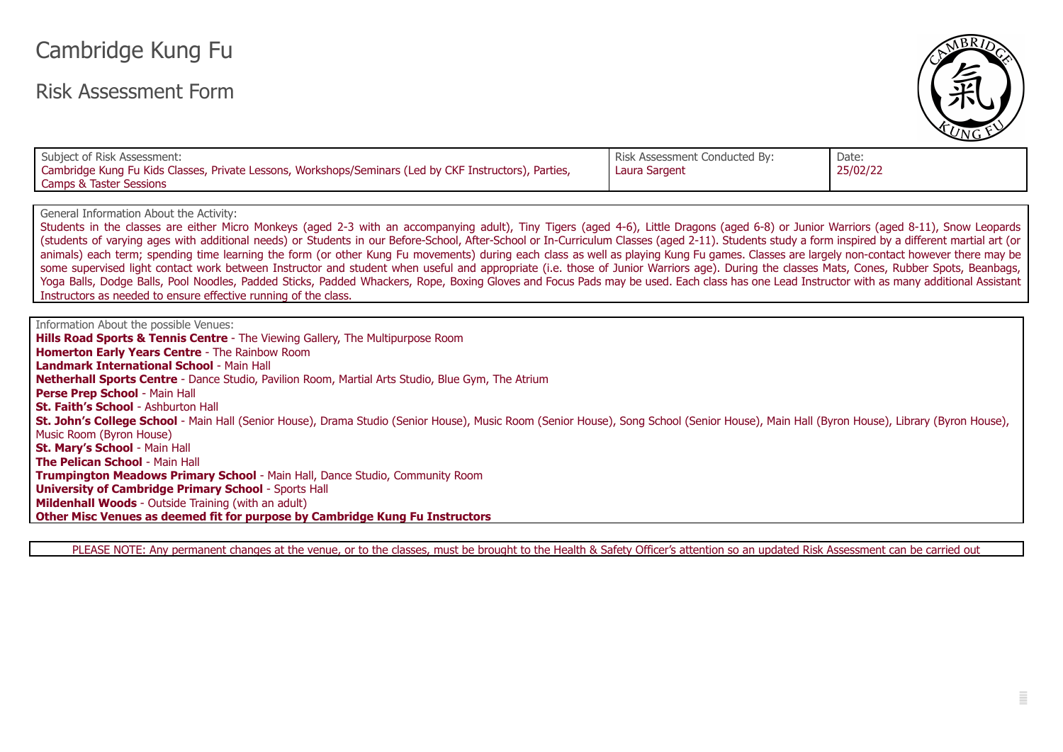# Cambridge Kung Fu

## Risk Assessment Form

| Subject of Risk Assessment: | Risk Assessment Conducted By: | Date: |
|---|---|---|
| Cambridge Kung Fu Kids Classes, Private Lessons, Workshops/Seminars (Led by CKF Instructors), Parties, Camps & Taster Sessions | Laura Sargent | 25/02/22 |

General Information About the Activity:

Students in the classes are either Micro Monkeys (aged 2-3 with an accompanying adult), Tiny Tigers (aged 4-6), Little Dragons (aged 6-8) or Junior Warriors (aged 8-11), Snow Leopards (students of varying ages with additional needs) or Students in our Before-School, After-School or In-Curriculum Classes (aged 2-11). Students study a form inspired by a different martial art (or animals) each term; spending time learning the form (or other Kung Fu movements) during each class as well as playing Kung Fu games. Classes are largely non-contact however there may be some supervised light contact work between Instructor and student when useful and appropriate (i.e. those of Junior Warriors age). During the classes Mats, Cones, Rubber Spots, Beanbags, Yoga Balls, Dodge Balls, Pool Noodles, Padded Sticks, Padded Whackers, Rope, Boxing Gloves and Focus Pads may be used. Each class has one Lead Instructor with as many additional Assistant Instructors as needed to ensure effective running of the class.

Information About the possible Venues:

**Hills Road Sports & Tennis Centre** - The Viewing Gallery, The Multipurpose Room
**Homerton Early Years Centre** - The Rainbow Room
**Landmark International School** - Main Hall
**Netherhall Sports Centre** - Dance Studio, Pavilion Room, Martial Arts Studio, Blue Gym, The Atrium
**Perse Prep School** - Main Hall
**St. Faith's School** - Ashburton Hall
**St. John's College School** - Main Hall (Senior House), Drama Studio (Senior House), Music Room (Senior House), Song School (Senior House), Main Hall (Byron House), Library (Byron House), Music Room (Byron House)
**St. Mary's School** - Main Hall
**The Pelican School** - Main Hall
**Trumpington Meadows Primary School** - Main Hall, Dance Studio, Community Room
**University of Cambridge Primary School** - Sports Hall
**Mildenhall Woods** - Outside Training (with an adult)
**Other Misc Venues as deemed fit for purpose by Cambridge Kung Fu Instructors**

PLEASE NOTE: Any permanent changes at the venue, or to the classes, must be brought to the Health & Safety Officer's attention so an updated Risk Assessment can be carried out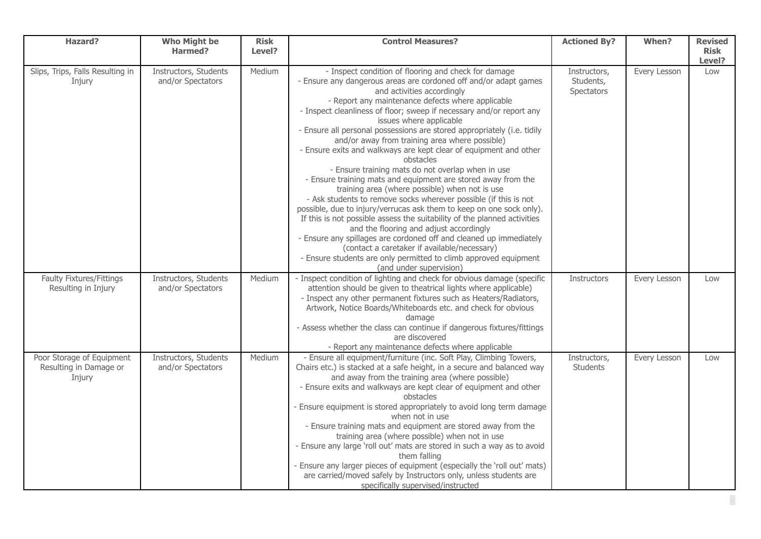| Hazard? | Who Might be Harmed? | Risk Level? | Control Measures? | Actioned By? | When? | Revised Risk Level? |
|---|---|---|---|---|---|---|
| Slips, Trips, Falls Resulting in Injury | Instructors, Students and/or Spectators | Medium | - Inspect condition of flooring and check for damage<br>- Ensure any dangerous areas are cordoned off and/or adapt games and activities accordingly<br>- Report any maintenance defects where applicable<br>- Inspect cleanliness of floor; sweep if necessary and/or report any issues where applicable<br>- Ensure all personal possessions are stored appropriately (i.e. tidily and/or away from training area where possible)<br>- Ensure exits and walkways are kept clear of equipment and other obstacles<br>- Ensure training mats do not overlap when in use<br>- Ensure training mats and equipment are stored away from the training area (where possible) when not is use<br>- Ask students to remove socks wherever possible (if this is not possible, due to injury/verrucas ask them to keep on one sock only). If this is not possible assess the suitability of the planned activities and the flooring and adjust accordingly<br>- Ensure any spillages are cordoned off and cleaned up immediately (contact a caretaker if available/necessary)<br>- Ensure students are only permitted to climb approved equipment (and under supervision) | Instructors, Students, Spectators | Every Lesson | Low |
| Faulty Fixtures/Fittings Resulting in Injury | Instructors, Students and/or Spectators | Medium | - Inspect condition of lighting and check for obvious damage (specific attention should be given to theatrical lights where applicable)<br>- Inspect any other permanent fixtures such as Heaters/Radiators, Artwork, Notice Boards/Whiteboards etc. and check for obvious damage<br>- Assess whether the class can continue if dangerous fixtures/fittings are discovered<br>- Report any maintenance defects where applicable | Instructors | Every Lesson | Low |
| Poor Storage of Equipment Resulting in Damage or Injury | Instructors, Students and/or Spectators | Medium | - Ensure all equipment/furniture (inc. Soft Play, Climbing Towers, Chairs etc.) is stacked at a safe height, in a secure and balanced way and away from the training area (where possible)<br>- Ensure exits and walkways are kept clear of equipment and other obstacles<br>- Ensure equipment is stored appropriately to avoid long term damage when not in use<br>- Ensure training mats and equipment are stored away from the training area (where possible) when not in use<br>- Ensure any large 'roll out' mats are stored in such a way as to avoid them falling<br>- Ensure any larger pieces of equipment (especially the 'roll out' mats) are carried/moved safely by Instructors only, unless students are specifically supervised/instructed | Instructors, Students | Every Lesson | Low |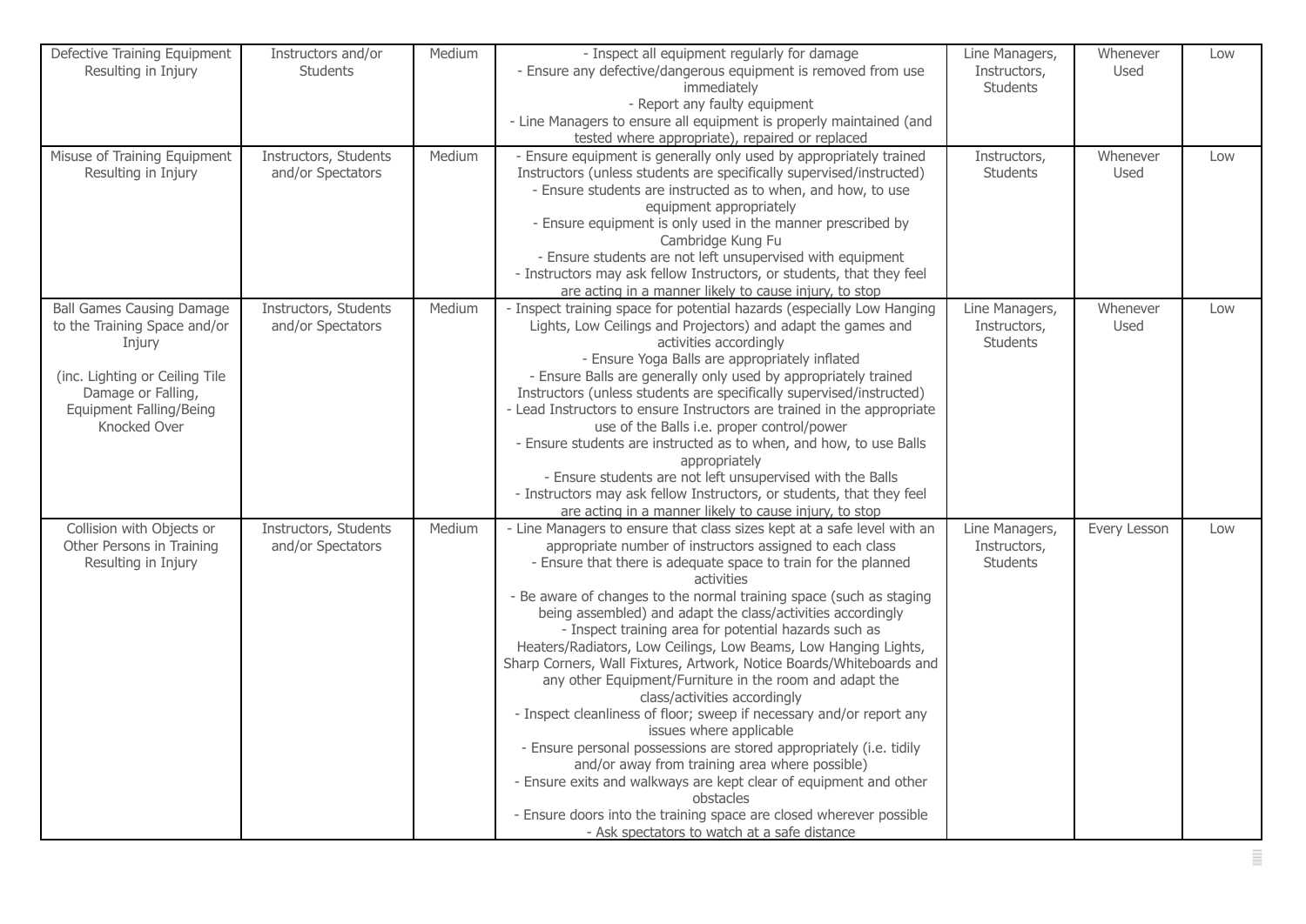| Defective Training Equipment Resulting in Injury | Instructors and/or Students | Medium | - Inspect all equipment regularly for damage<br>- Ensure any defective/dangerous equipment is removed from use immediately<br>- Report any faulty equipment<br>- Line Managers to ensure all equipment is properly maintained (and tested where appropriate), repaired or replaced | Line Managers, Instructors, Students | Whenever Used | Low |
|---|---|---|---|---|---|---|
| Misuse of Training Equipment Resulting in Injury | Instructors, Students and/or Spectators | Medium | - Ensure equipment is generally only used by appropriately trained Instructors (unless students are specifically supervised/instructed)<br>- Ensure students are instructed as to when, and how, to use equipment appropriately<br>- Ensure equipment is only used in the manner prescribed by Cambridge Kung Fu<br>- Ensure students are not left unsupervised with equipment<br>- Instructors may ask fellow Instructors, or students, that they feel are acting in a manner likely to cause injury, to stop | Instructors, Students | Whenever Used | Low |
| Ball Games Causing Damage to the Training Space and/or Injury<br><br>(inc. Lighting or Ceiling Tile Damage or Falling, Equipment Falling/Being Knocked Over | Instructors, Students and/or Spectators | Medium | - Inspect training space for potential hazards (especially Low Hanging Lights, Low Ceilings and Projectors) and adapt the games and activities accordingly<br>- Ensure Yoga Balls are appropriately inflated<br>- Ensure Balls are generally only used by appropriately trained Instructors (unless students are specifically supervised/instructed)<br>- Lead Instructors to ensure Instructors are trained in the appropriate use of the Balls i.e. proper control/power<br>- Ensure students are instructed as to when, and how, to use Balls appropriately<br>- Ensure students are not left unsupervised with the Balls<br>- Instructors may ask fellow Instructors, or students, that they feel are acting in a manner likely to cause injury, to stop | Line Managers, Instructors, Students | Whenever Used | Low |
| Collision with Objects or Other Persons in Training Resulting in Injury | Instructors, Students and/or Spectators | Medium | - Line Managers to ensure that class sizes kept at a safe level with an appropriate number of instructors assigned to each class<br>- Ensure that there is adequate space to train for the planned activities<br>- Be aware of changes to the normal training space (such as staging being assembled) and adapt the class/activities accordingly<br>- Inspect training area for potential hazards such as Heaters/Radiators, Low Ceilings, Low Beams, Low Hanging Lights, Sharp Corners, Wall Fixtures, Artwork, Notice Boards/Whiteboards and any other Equipment/Furniture in the room and adapt the class/activities accordingly<br>- Inspect cleanliness of floor; sweep if necessary and/or report any issues where applicable<br>- Ensure personal possessions are stored appropriately (i.e. tidily and/or away from training area where possible)<br>- Ensure exits and walkways are kept clear of equipment and other obstacles<br>- Ensure doors into the training space are closed wherever possible<br>- Ask spectators to watch at a safe distance | Line Managers, Instructors, Students | Every Lesson | Low |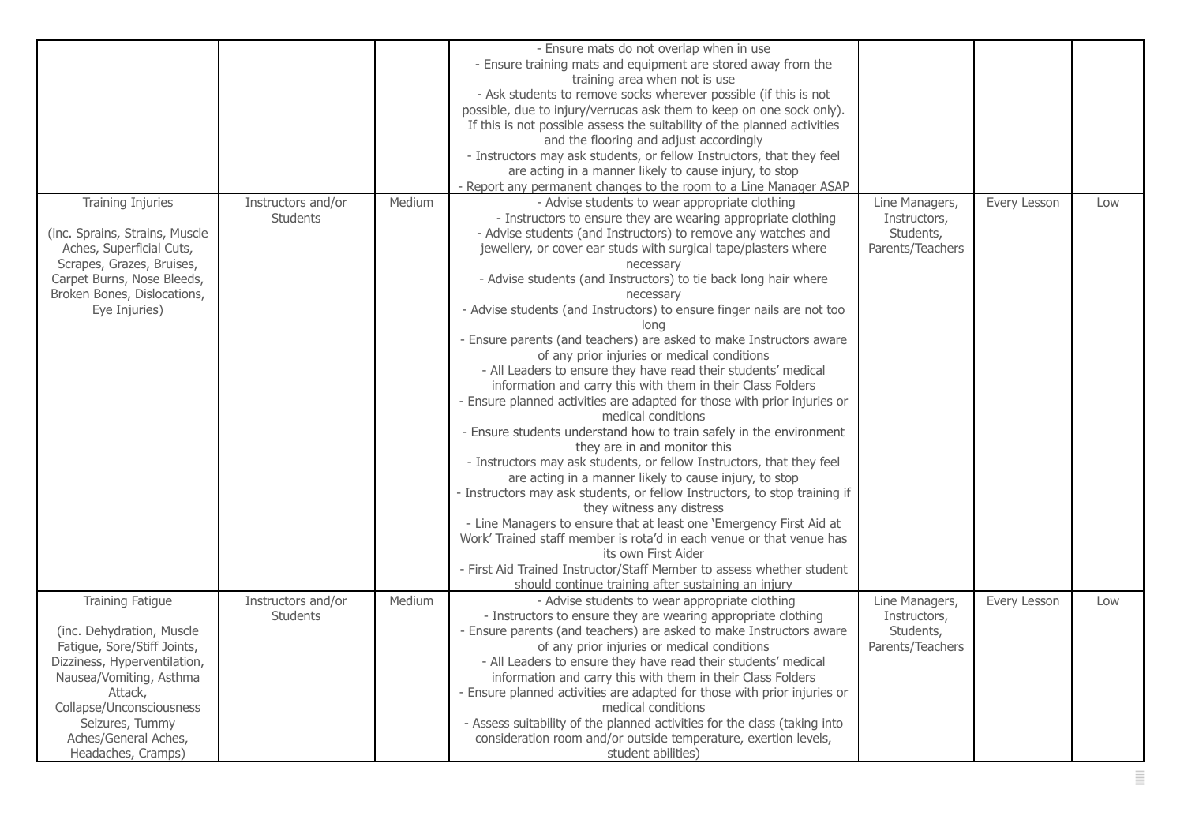| | | | | | | |
|---|---|---|---|---|---|---|
| | | | - Ensure mats do not overlap when in use<br>- Ensure training mats and equipment are stored away from the training area when not is use<br>- Ask students to remove socks wherever possible (if this is not possible, due to injury/verrucas ask them to keep on one sock only). If this is not possible assess the suitability of the planned activities and the flooring and adjust accordingly<br>- Instructors may ask students, or fellow Instructors, that they feel are acting in a manner likely to cause injury, to stop<br>- Report any permanent changes to the room to a Line Manager ASAP | | | |
| Training Injuries<br><br>(inc. Sprains, Strains, Muscle Aches, Superficial Cuts, Scrapes, Grazes, Bruises, Carpet Burns, Nose Bleeds, Broken Bones, Dislocations, Eye Injuries) | Instructors and/or Students | Medium | - Advise students to wear appropriate clothing<br>- Instructors to ensure they are wearing appropriate clothing<br>- Advise students (and Instructors) to remove any watches and jewellery, or cover ear studs with surgical tape/plasters where necessary<br>- Advise students (and Instructors) to tie back long hair where necessary<br>- Advise students (and Instructors) to ensure finger nails are not too long<br>- Ensure parents (and teachers) are asked to make Instructors aware of any prior injuries or medical conditions<br>- All Leaders to ensure they have read their students' medical information and carry this with them in their Class Folders<br>- Ensure planned activities are adapted for those with prior injuries or medical conditions<br>- Ensure students understand how to train safely in the environment they are in and monitor this<br>- Instructors may ask students, or fellow Instructors, that they feel are acting in a manner likely to cause injury, to stop<br>- Instructors may ask students, or fellow Instructors, to stop training if they witness any distress<br>- Line Managers to ensure that at least one 'Emergency First Aid at Work' Trained staff member is rota'd in each venue or that venue has its own First Aider<br>- First Aid Trained Instructor/Staff Member to assess whether student should continue training after sustaining an injury | Line Managers, Instructors, Students, Parents/Teachers | Every Lesson | Low |
| Training Fatigue<br><br>(inc. Dehydration, Muscle Fatigue, Sore/Stiff Joints, Dizziness, Hyperventilation, Nausea/Vomiting, Asthma Attack, Collapse/Unconsciousness Seizures, Tummy Aches/General Aches, Headaches, Cramps) | Instructors and/or Students | Medium | - Advise students to wear appropriate clothing<br>- Instructors to ensure they are wearing appropriate clothing<br>- Ensure parents (and teachers) are asked to make Instructors aware of any prior injuries or medical conditions<br>- All Leaders to ensure they have read their students' medical information and carry this with them in their Class Folders<br>- Ensure planned activities are adapted for those with prior injuries or medical conditions<br>- Assess suitability of the planned activities for the class (taking into consideration room and/or outside temperature, exertion levels, student abilities) | Line Managers, Instructors, Students, Parents/Teachers | Every Lesson | Low |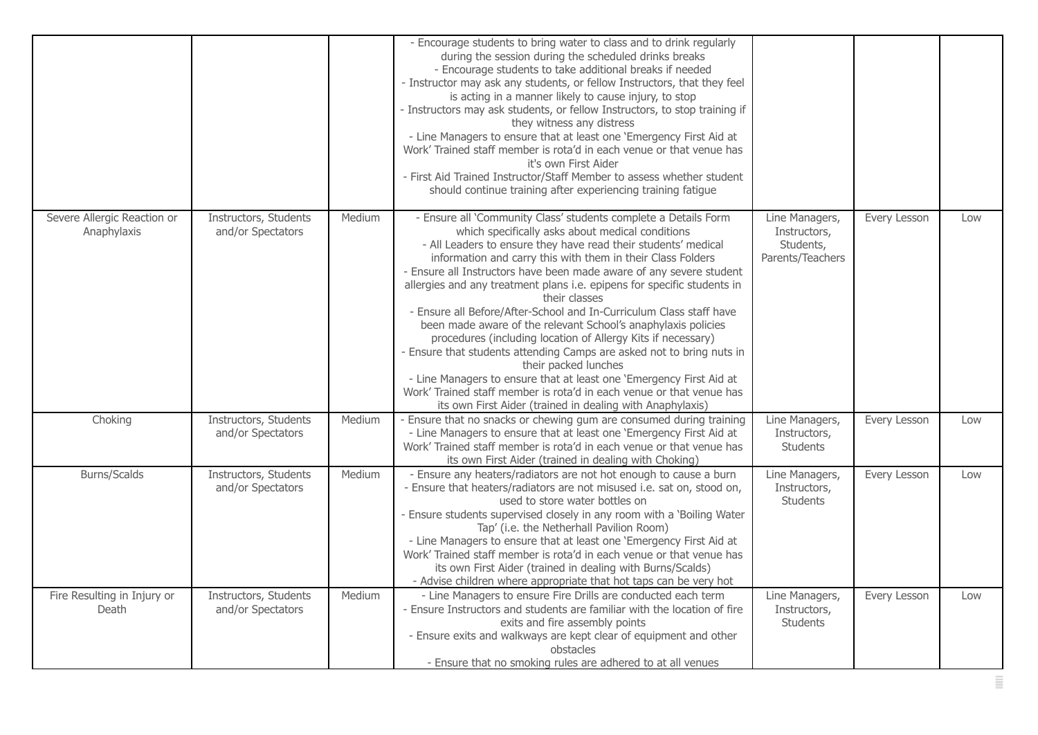| | | | | | | |
|---|---|---|---|---|---|---|
| | | | - Encourage students to bring water to class and to drink regularly during the session during the scheduled drinks breaks<br>- Encourage students to take additional breaks if needed<br>- Instructor may ask any students, or fellow Instructors, that they feel is acting in a manner likely to cause injury, to stop<br>- Instructors may ask students, or fellow Instructors, to stop training if they witness any distress<br>- Line Managers to ensure that at least one 'Emergency First Aid at Work' Trained staff member is rota'd in each venue or that venue has it's own First Aider<br>- First Aid Trained Instructor/Staff Member to assess whether student should continue training after experiencing training fatigue | | | |
| Severe Allergic Reaction or Anaphylaxis | Instructors, Students and/or Spectators | Medium | - Ensure all 'Community Class' students complete a Details Form which specifically asks about medical conditions<br>- All Leaders to ensure they have read their students' medical information and carry this with them in their Class Folders<br>- Ensure all Instructors have been made aware of any severe student allergies and any treatment plans i.e. epipens for specific students in their classes<br>- Ensure all Before/After-School and In-Curriculum Class staff have been made aware of the relevant School's anaphylaxis policies procedures (including location of Allergy Kits if necessary)<br>- Ensure that students attending Camps are asked not to bring nuts in their packed lunches<br>- Line Managers to ensure that at least one 'Emergency First Aid at Work' Trained staff member is rota'd in each venue or that venue has its own First Aider (trained in dealing with Anaphylaxis) | Line Managers, Instructors, Students, Parents/Teachers | Every Lesson | Low |
| Choking | Instructors, Students and/or Spectators | Medium | - Ensure that no snacks or chewing gum are consumed during training<br>- Line Managers to ensure that at least one 'Emergency First Aid at Work' Trained staff member is rota'd in each venue or that venue has its own First Aider (trained in dealing with Choking) | Line Managers, Instructors, Students | Every Lesson | Low |
| Burns/Scalds | Instructors, Students and/or Spectators | Medium | - Ensure any heaters/radiators are not hot enough to cause a burn<br>- Ensure that heaters/radiators are not misused i.e. sat on, stood on, used to store water bottles on<br>- Ensure students supervised closely in any room with a 'Boiling Water Tap' (i.e. the Netherhall Pavilion Room)<br>- Line Managers to ensure that at least one 'Emergency First Aid at Work' Trained staff member is rota'd in each venue or that venue has its own First Aider (trained in dealing with Burns/Scalds)<br>- Advise children where appropriate that hot taps can be very hot | Line Managers, Instructors, Students | Every Lesson | Low |
| Fire Resulting in Injury or Death | Instructors, Students and/or Spectators | Medium | - Line Managers to ensure Fire Drills are conducted each term<br>- Ensure Instructors and students are familiar with the location of fire exits and fire assembly points<br>- Ensure exits and walkways are kept clear of equipment and other obstacles<br>- Ensure that no smoking rules are adhered to at all venues | Line Managers, Instructors, Students | Every Lesson | Low |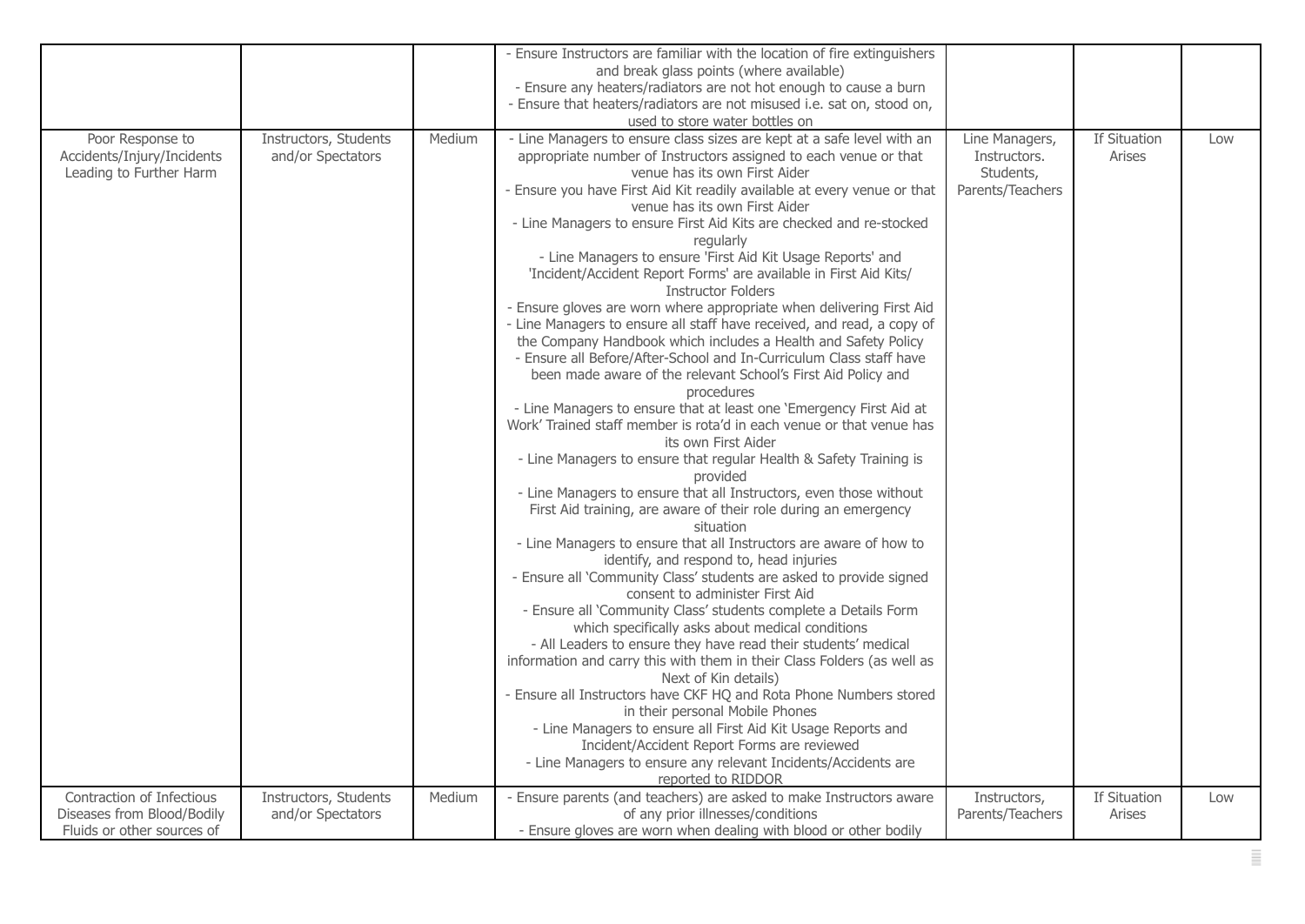| | | | | | | |
|---|---|---|---|---|---|---|
| | | | - Ensure Instructors are familiar with the location of fire extinguishers and break glass points (where available)<br>- Ensure any heaters/radiators are not hot enough to cause a burn<br>- Ensure that heaters/radiators are not misused i.e. sat on, stood on, used to store water bottles on | | | |
| Poor Response to Accidents/Injury/Incidents Leading to Further Harm | Instructors, Students and/or Spectators | Medium | - Line Managers to ensure class sizes are kept at a safe level with an appropriate number of Instructors assigned to each venue or that venue has its own First Aider<br>- Ensure you have First Aid Kit readily available at every venue or that venue has its own First Aider<br>- Line Managers to ensure First Aid Kits are checked and re-stocked regularly<br>- Line Managers to ensure 'First Aid Kit Usage Reports' and 'Incident/Accident Report Forms' are available in First Aid Kits/ Instructor Folders<br>- Ensure gloves are worn where appropriate when delivering First Aid<br>- Line Managers to ensure all staff have received, and read, a copy of the Company Handbook which includes a Health and Safety Policy<br>- Ensure all Before/After-School and In-Curriculum Class staff have been made aware of the relevant School's First Aid Policy and procedures<br>- Line Managers to ensure that at least one 'Emergency First Aid at Work' Trained staff member is rota'd in each venue or that venue has its own First Aider<br>- Line Managers to ensure that regular Health & Safety Training is provided<br>- Line Managers to ensure that all Instructors, even those without First Aid training, are aware of their role during an emergency situation<br>- Line Managers to ensure that all Instructors are aware of how to identify, and respond to, head injuries<br>- Ensure all 'Community Class' students are asked to provide signed consent to administer First Aid<br>- Ensure all 'Community Class' students complete a Details Form which specifically asks about medical conditions<br>- All Leaders to ensure they have read their students' medical information and carry this with them in their Class Folders (as well as Next of Kin details)<br>- Ensure all Instructors have CKF HQ and Rota Phone Numbers stored in their personal Mobile Phones<br>- Line Managers to ensure all First Aid Kit Usage Reports and Incident/Accident Report Forms are reviewed<br>- Line Managers to ensure any relevant Incidents/Accidents are reported to RIDDOR | Line Managers, Instructors. Students, Parents/Teachers | If Situation Arises | Low |
| Contraction of Infectious Diseases from Blood/Bodily Fluids or other sources of | Instructors, Students and/or Spectators | Medium | - Ensure parents (and teachers) are asked to make Instructors aware of any prior illnesses/conditions<br>- Ensure gloves are worn when dealing with blood or other bodily | Instructors, Parents/Teachers | If Situation Arises | Low |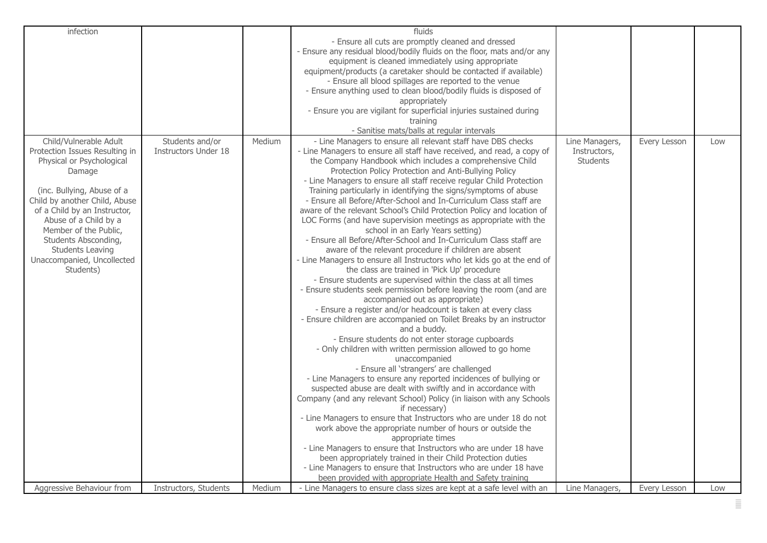| | | | | | | |
|---|---|---|---|---|---|---|
| infection | | | fluids<br>- Ensure all cuts are promptly cleaned and dressed<br>- Ensure any residual blood/bodily fluids on the floor, mats and/or any equipment is cleaned immediately using appropriate equipment/products (a caretaker should be contacted if available)<br>- Ensure all blood spillages are reported to the venue<br>- Ensure anything used to clean blood/bodily fluids is disposed of appropriately<br>- Ensure you are vigilant for superficial injuries sustained during training<br>- Sanitise mats/balls at regular intervals | | | |
| Child/Vulnerable Adult Protection Issues Resulting in Physical or Psychological Damage<br><br>(inc. Bullying, Abuse of a Child by another Child, Abuse of a Child by an Instructor, Abuse of a Child by a Member of the Public, Students Absconding, Students Leaving Unaccompanied, Uncollected Students) | Students and/or Instructors Under 18 | Medium | - Line Managers to ensure all relevant staff have DBS checks<br>- Line Managers to ensure all staff have received, and read, a copy of the Company Handbook which includes a comprehensive Child Protection Policy Protection and Anti-Bullying Policy<br>- Line Managers to ensure all staff receive regular Child Protection Training particularly in identifying the signs/symptoms of abuse<br>- Ensure all Before/After-School and In-Curriculum Class staff are aware of the relevant School's Child Protection Policy and location of LOC Forms (and have supervision meetings as appropriate with the school in an Early Years setting)<br>- Ensure all Before/After-School and In-Curriculum Class staff are aware of the relevant procedure if children are absent<br>- Line Managers to ensure all Instructors who let kids go at the end of the class are trained in 'Pick Up' procedure<br>- Ensure students are supervised within the class at all times<br>- Ensure students seek permission before leaving the room (and are accompanied out as appropriate)<br>- Ensure a register and/or headcount is taken at every class<br>- Ensure children are accompanied on Toilet Breaks by an instructor and a buddy.<br>- Ensure students do not enter storage cupboards<br>- Only children with written permission allowed to go home unaccompanied<br>- Ensure all 'strangers' are challenged<br>- Line Managers to ensure any reported incidences of bullying or suspected abuse are dealt with swiftly and in accordance with Company (and any relevant School) Policy (in liaison with any Schools if necessary)<br>- Line Managers to ensure that Instructors who are under 18 do not work above the appropriate number of hours or outside the appropriate times<br>- Line Managers to ensure that Instructors who are under 18 have been appropriately trained in their Child Protection duties<br>- Line Managers to ensure that Instructors who are under 18 have been provided with appropriate Health and Safety training | Line Managers, Instructors, Students | Every Lesson | Low |
| Aggressive Behaviour from | Instructors, Students | Medium | - Line Managers to ensure class sizes are kept at a safe level with an | Line Managers, | Every Lesson | Low |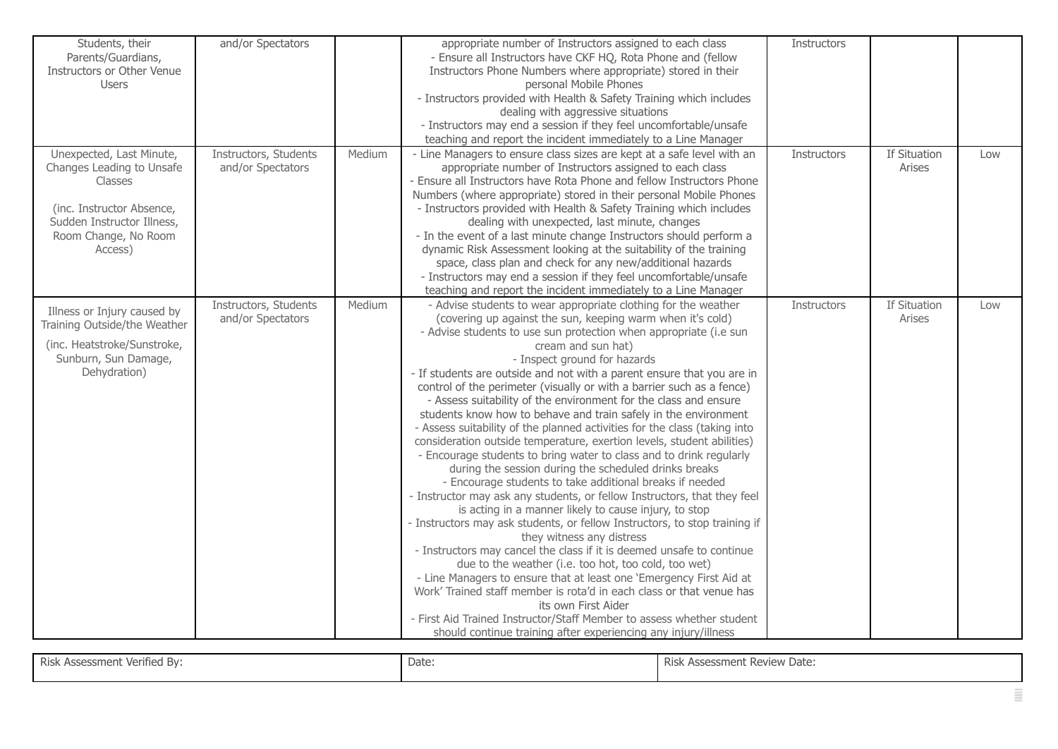| | | | | | | |
|---|---|---|---|---|---|---|
| Students, their Parents/Guardians, Instructors or Other Venue Users | and/or Spectators | | appropriate number of Instructors assigned to each class<br>- Ensure all Instructors have CKF HQ, Rota Phone and (fellow Instructors Phone Numbers where appropriate) stored in their personal Mobile Phones<br>- Instructors provided with Health & Safety Training which includes dealing with aggressive situations<br>- Instructors may end a session if they feel uncomfortable/unsafe teaching and report the incident immediately to a Line Manager | Instructors | | |
| Unexpected, Last Minute, Changes Leading to Unsafe Classes<br><br>(inc. Instructor Absence, Sudden Instructor Illness, Room Change, No Room Access) | Instructors, Students and/or Spectators | Medium | - Line Managers to ensure class sizes are kept at a safe level with an appropriate number of Instructors assigned to each class<br>- Ensure all Instructors have Rota Phone and fellow Instructors Phone Numbers (where appropriate) stored in their personal Mobile Phones<br>- Instructors provided with Health & Safety Training which includes dealing with unexpected, last minute, changes<br>- In the event of a last minute change Instructors should perform a dynamic Risk Assessment looking at the suitability of the training space, class plan and check for any new/additional hazards<br>- Instructors may end a session if they feel uncomfortable/unsafe teaching and report the incident immediately to a Line Manager | Instructors | If Situation Arises | Low |
| Illness or Injury caused by Training Outside/the Weather<br><br>(inc. Heatstroke/Sunstroke, Sunburn, Sun Damage, Dehydration) | Instructors, Students and/or Spectators | Medium | - Advise students to wear appropriate clothing for the weather (covering up against the sun, keeping warm when it's cold)<br>- Advise students to use sun protection when appropriate (i.e sun cream and sun hat)<br>- Inspect ground for hazards<br>- If students are outside and not with a parent ensure that you are in control of the perimeter (visually or with a barrier such as a fence)<br>- Assess suitability of the environment for the class and ensure students know how to behave and train safely in the environment<br>- Assess suitability of the planned activities for the class (taking into consideration outside temperature, exertion levels, student abilities)<br>- Encourage students to bring water to class and to drink regularly during the session during the scheduled drinks breaks<br>- Encourage students to take additional breaks if needed<br>- Instructor may ask any students, or fellow Instructors, that they feel is acting in a manner likely to cause injury, to stop<br>- Instructors may ask students, or fellow Instructors, to stop training if they witness any distress<br>- Instructors may cancel the class if it is deemed unsafe to continue due to the weather (i.e. too hot, too cold, too wet)<br>- Line Managers to ensure that at least one 'Emergency First Aid at Work' Trained staff member is rota'd in each class or that venue has its own First Aider<br>- First Aid Trained Instructor/Staff Member to assess whether student should continue training after experiencing any injury/illness | Instructors | If Situation Arises | Low |

| Risk Assessment Verified By: | Date: | Risk Assessment Review Date: |
|---|---|---|